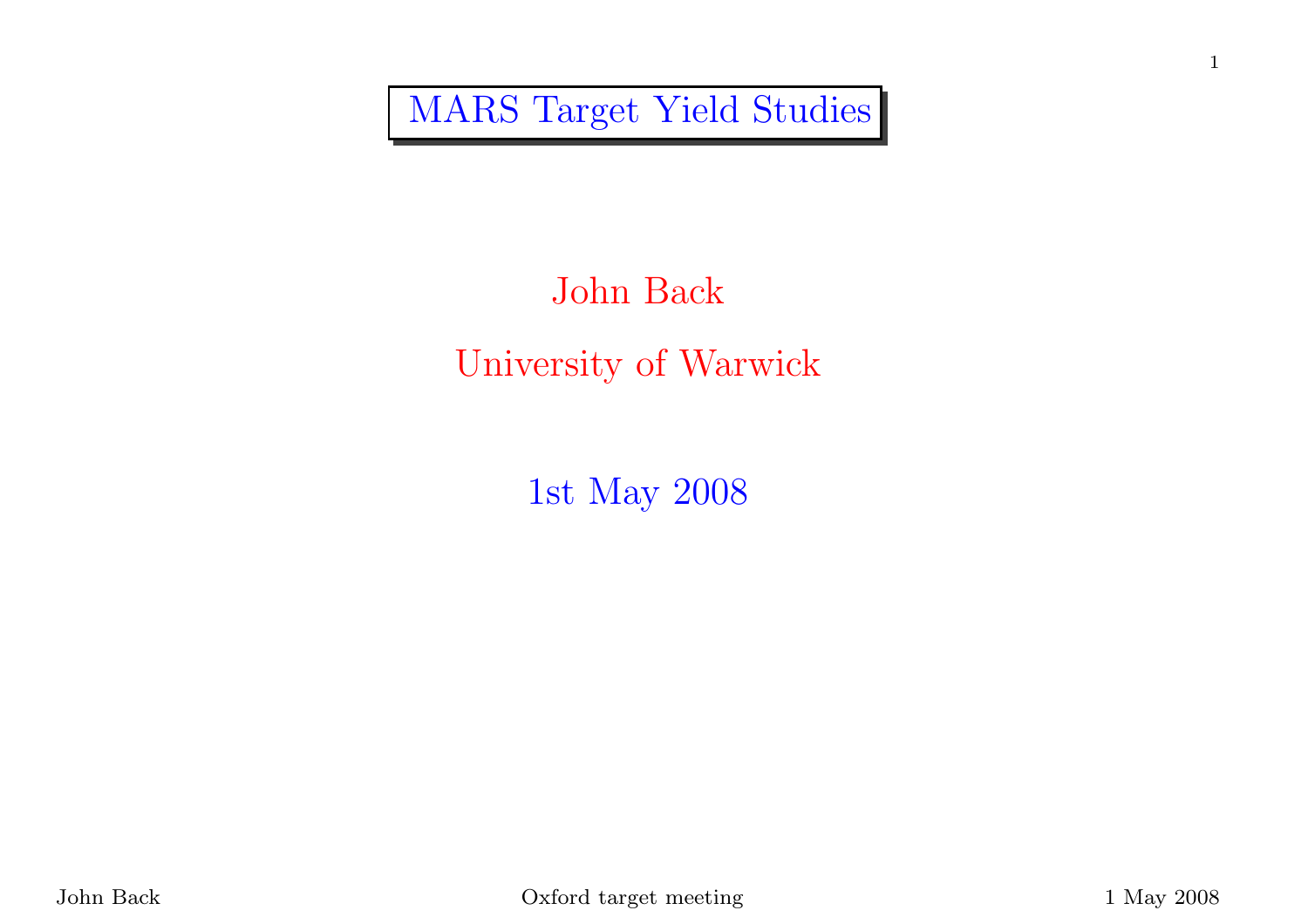# MARS Target Yield Studies

John Back

University of Warwick

1st May 2008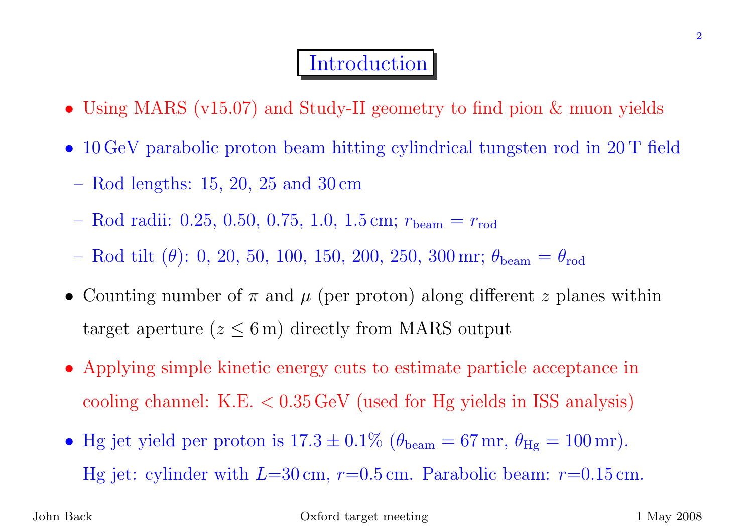# Introduction

- Using MARS (v15.07) and Study-II geometry to find pion & muon yields
- 10 GeV parabolic proton beam hitting cylindrical tungsten rod in 20 T field
  - Rod lengths: 15, 20, 25 and 30 cm
  - Rod radii: 0.25, 0.50, 0.75, 1.0, 1.5 cm; $r_{\text{beam}} = r_{\text{rod}}$
  - Rod tilt ($\theta$): 0, 20, 50, 100, 150, 200, 250, 300 mr; $\theta_{\text{beam}} = \theta_{\text{rod}}$
- Counting number of $\pi$ and $\mu$ (per proton) along different $z$ planes within target aperture ($z \leq 6$ m) directly from MARS output
- Applying simple kinetic energy cuts to estimate particle acceptance in cooling channel: K.E. $< 0.35$ GeV (used for Hg yields in ISS analysis)
- Hg jet yield per proton is $17.3 \pm 0.1\%$ ($\theta_{\text{beam}} = 67$ mr, $\theta_{\text{Hg}} = 100$ mr). Hg jet: cylinder with $L$=30 cm, $r$=0.5 cm. Parabolic beam: $r$=0.15 cm.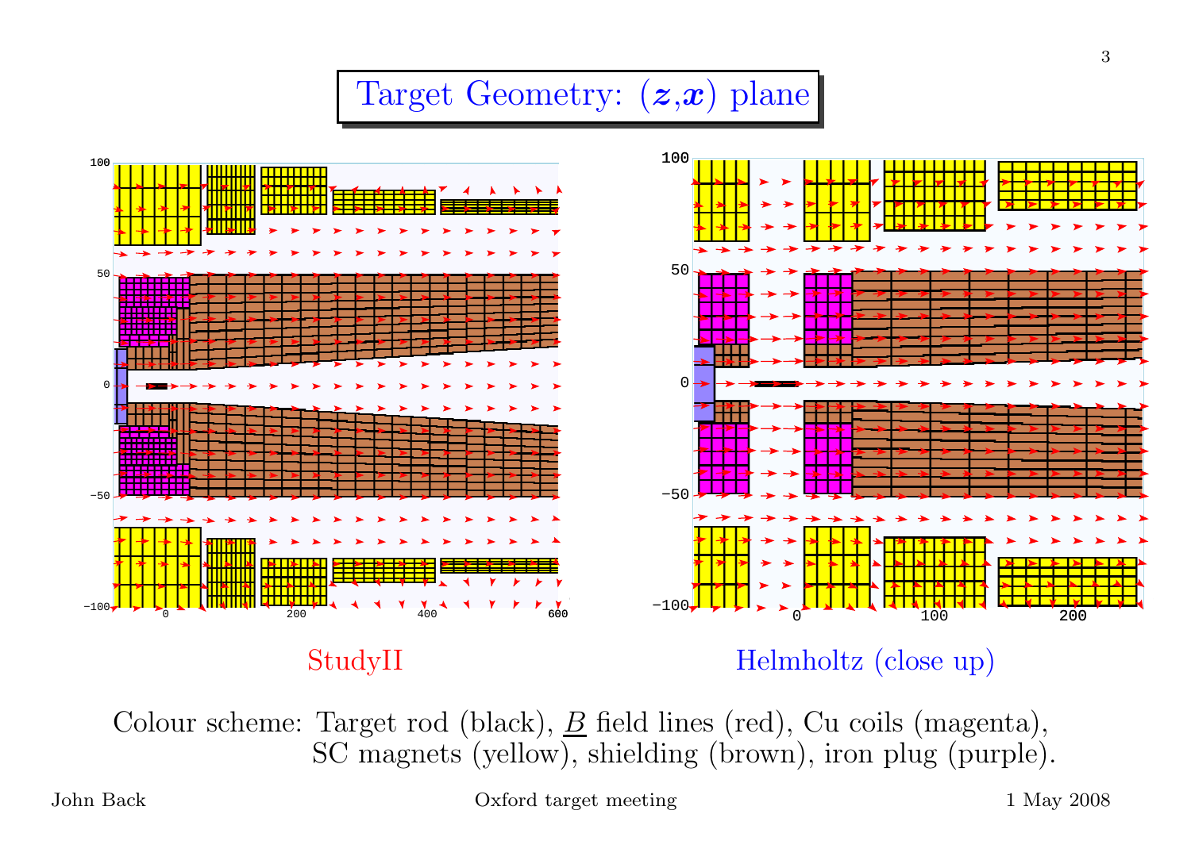# Target Geometry: ($\boldsymbol{z}$,$\boldsymbol{x}$) plane

StudyII

Helmholtz (close up)

Colour scheme: Target rod (black), $\underline{B}$ field lines (red), Cu coils (magenta), SC magnets (yellow), shielding (brown), iron plug (purple).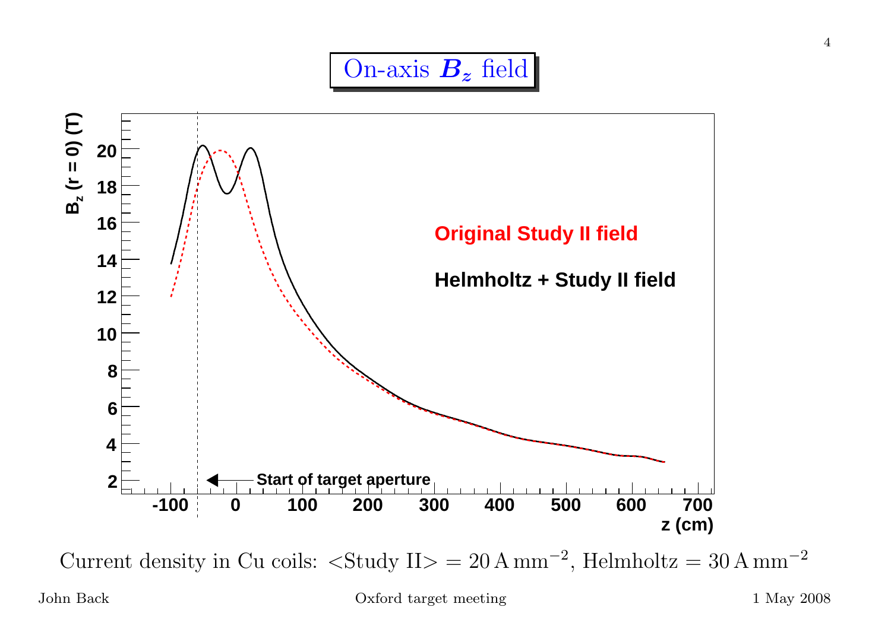# On-axis $B_z$ field

Current density in Cu coils: <Study II> = $20\,\mathrm{A\,mm^{-2}}$, Helmholtz = $30\,\mathrm{A\,mm^{-2}}$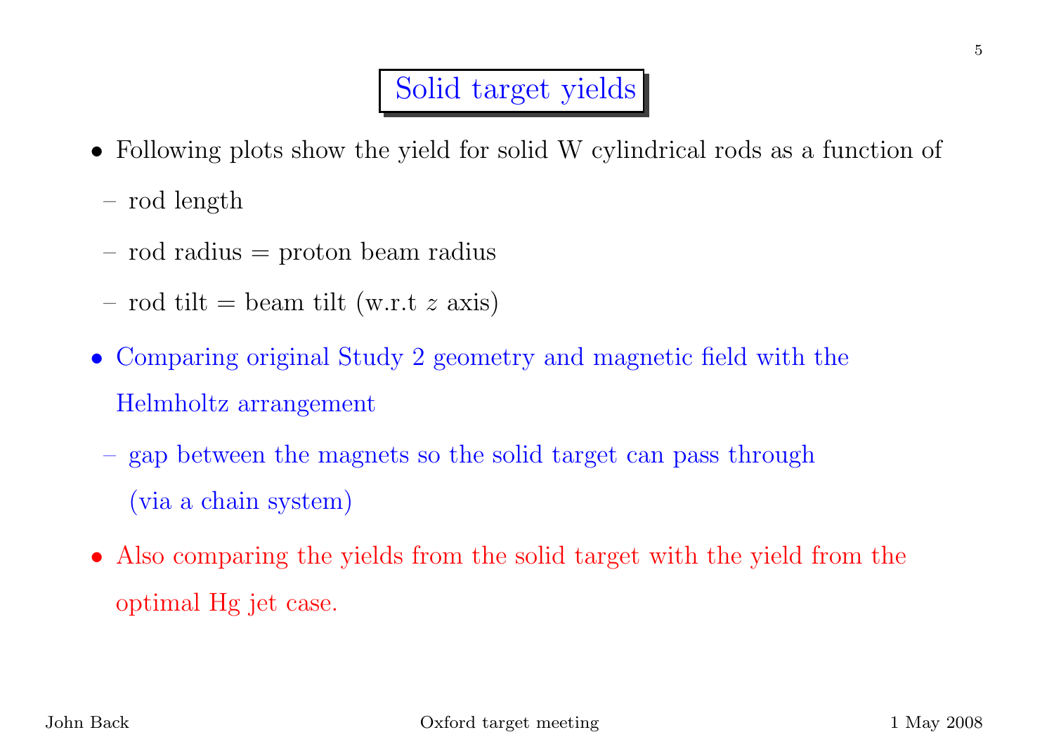# Solid target yields

- Following plots show the yield for solid W cylindrical rods as a function of
  - rod length
  - rod radius = proton beam radius
  - rod tilt = beam tilt (w.r.t $z$ axis)
- Comparing original Study 2 geometry and magnetic field with the Helmholtz arrangement
  - gap between the magnets so the solid target can pass through (via a chain system)
- Also comparing the yields from the solid target with the yield from the optimal Hg jet case.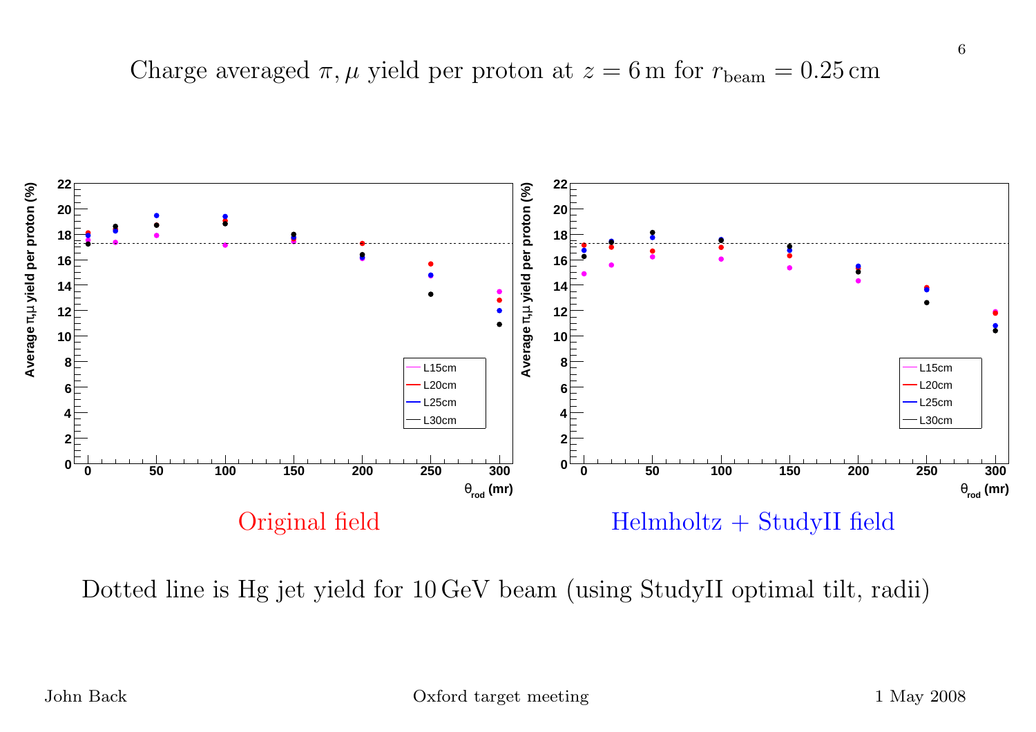# Charge averaged $\pi, \mu$ yield per proton at $z = 6\,\mathrm{m}$ for $r_{\mathrm{beam}} = 0.25\,\mathrm{cm}$

Original field

Helmholtz + StudyII field

Dotted line is Hg jet yield for $10\,\mathrm{GeV}$ beam (using StudyII optimal tilt, radii)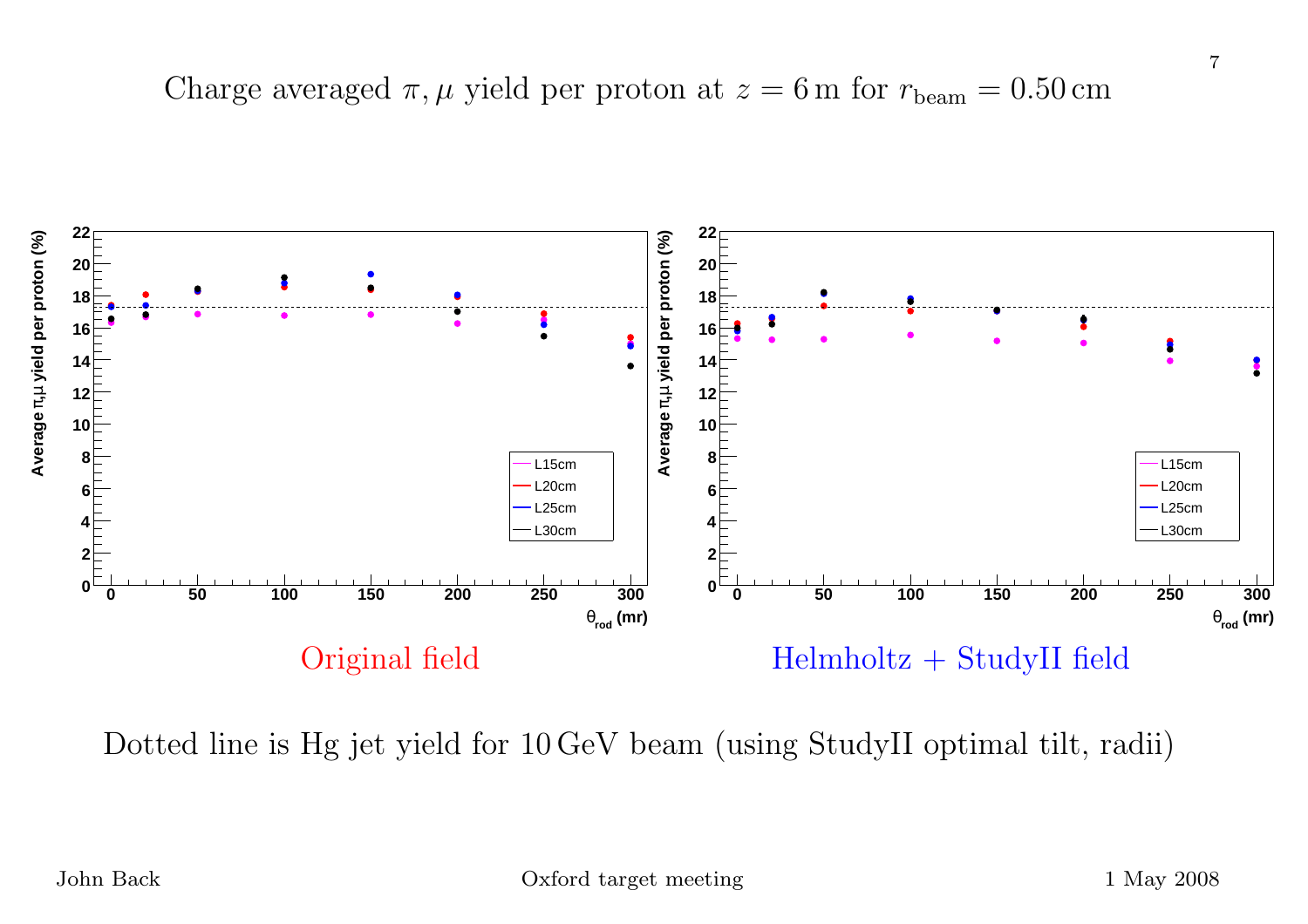# Charge averaged $\pi, \mu$ yield per proton at $z = 6\,\mathrm{m}$ for $r_{\mathrm{beam}} = 0.50\,\mathrm{cm}$

Original field

Helmholtz + StudyII field

Dotted line is Hg jet yield for 10 GeV beam (using StudyII optimal tilt, radii)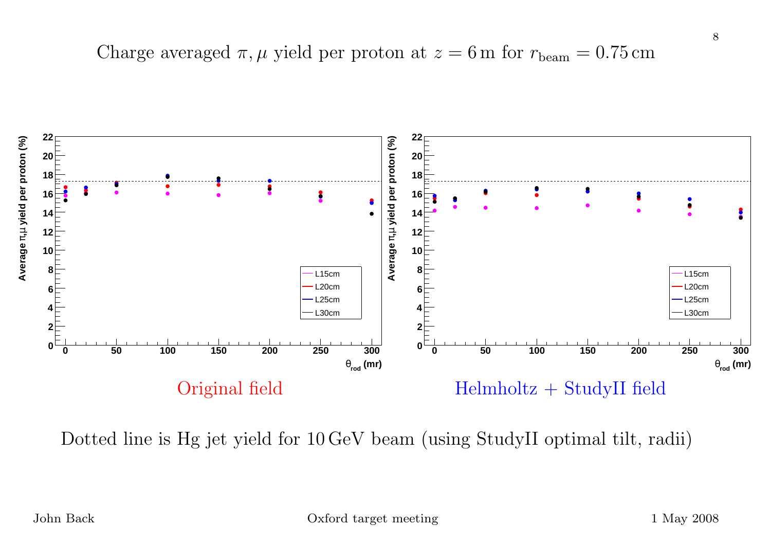# Charge averaged $\pi, \mu$ yield per proton at $z = 6\,\mathrm{m}$ for $r_{\mathrm{beam}} = 0.75\,\mathrm{cm}$

Original field

Helmholtz + StudyII field

Dotted line is Hg jet yield for $10\,\mathrm{GeV}$ beam (using StudyII optimal tilt, radii)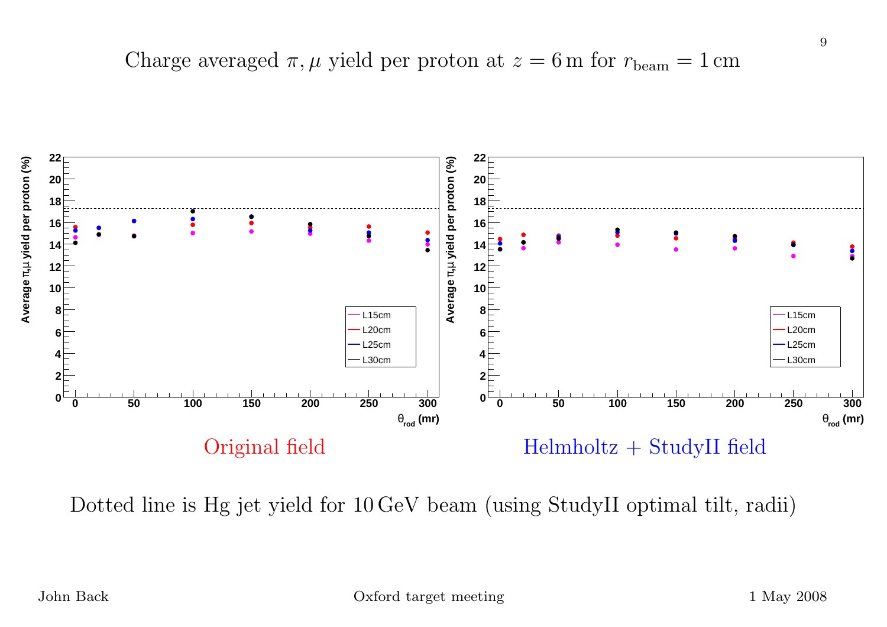# Charge averaged $\pi, \mu$ yield per proton at $z = 6\,\mathrm{m}$ for $r_{\mathrm{beam}} = 1\,\mathrm{cm}$

Original field

Helmholtz + StudyII field

Dotted line is Hg jet yield for 10 GeV beam (using StudyII optimal tilt, radii)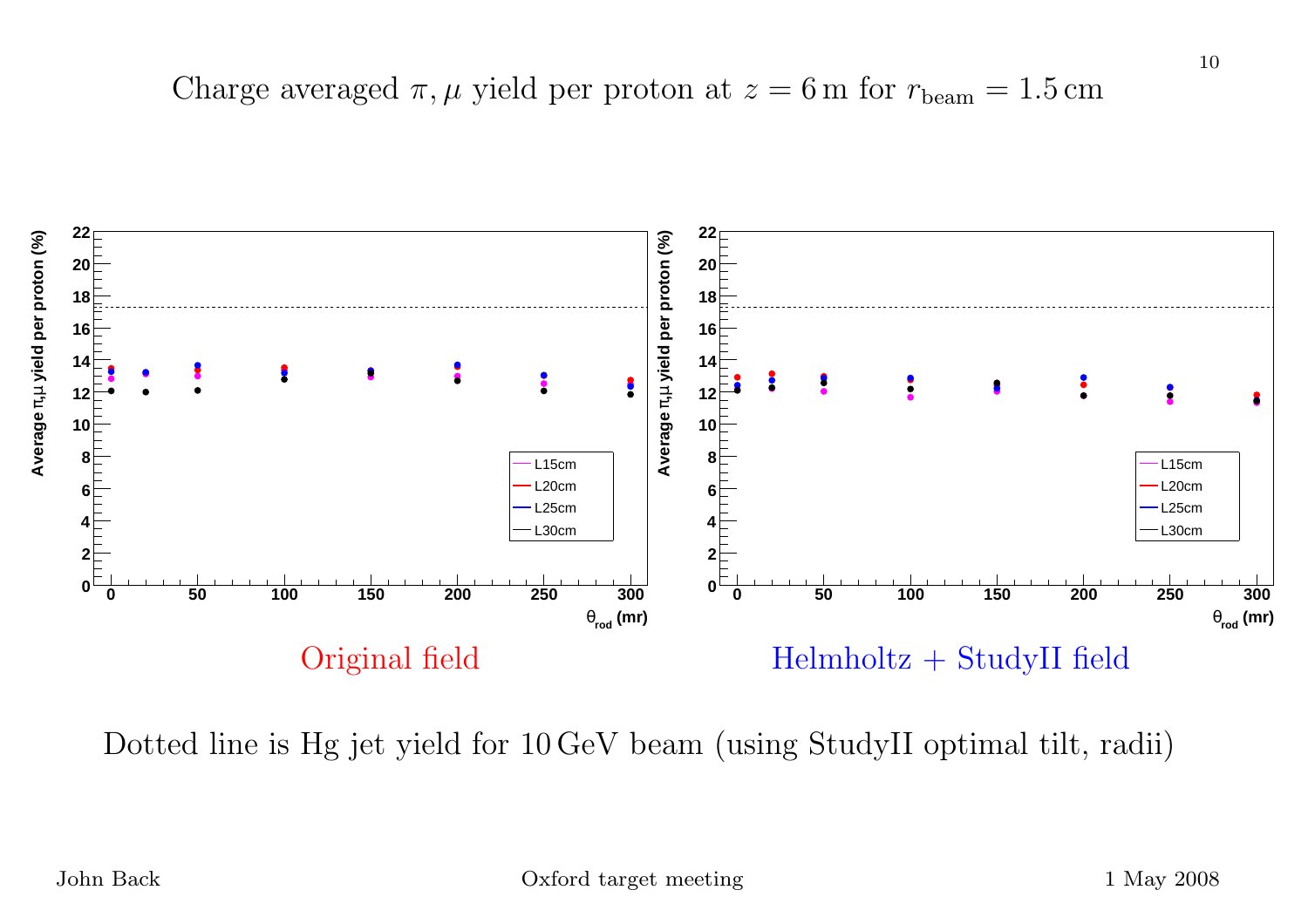# Charge averaged $\pi, \mu$ yield per proton at $z = 6\,\mathrm{m}$ for $r_{\mathrm{beam}} = 1.5\,\mathrm{cm}$

Original field

Helmholtz + StudyII field

Dotted line is Hg jet yield for 10 GeV beam (using StudyII optimal tilt, radii)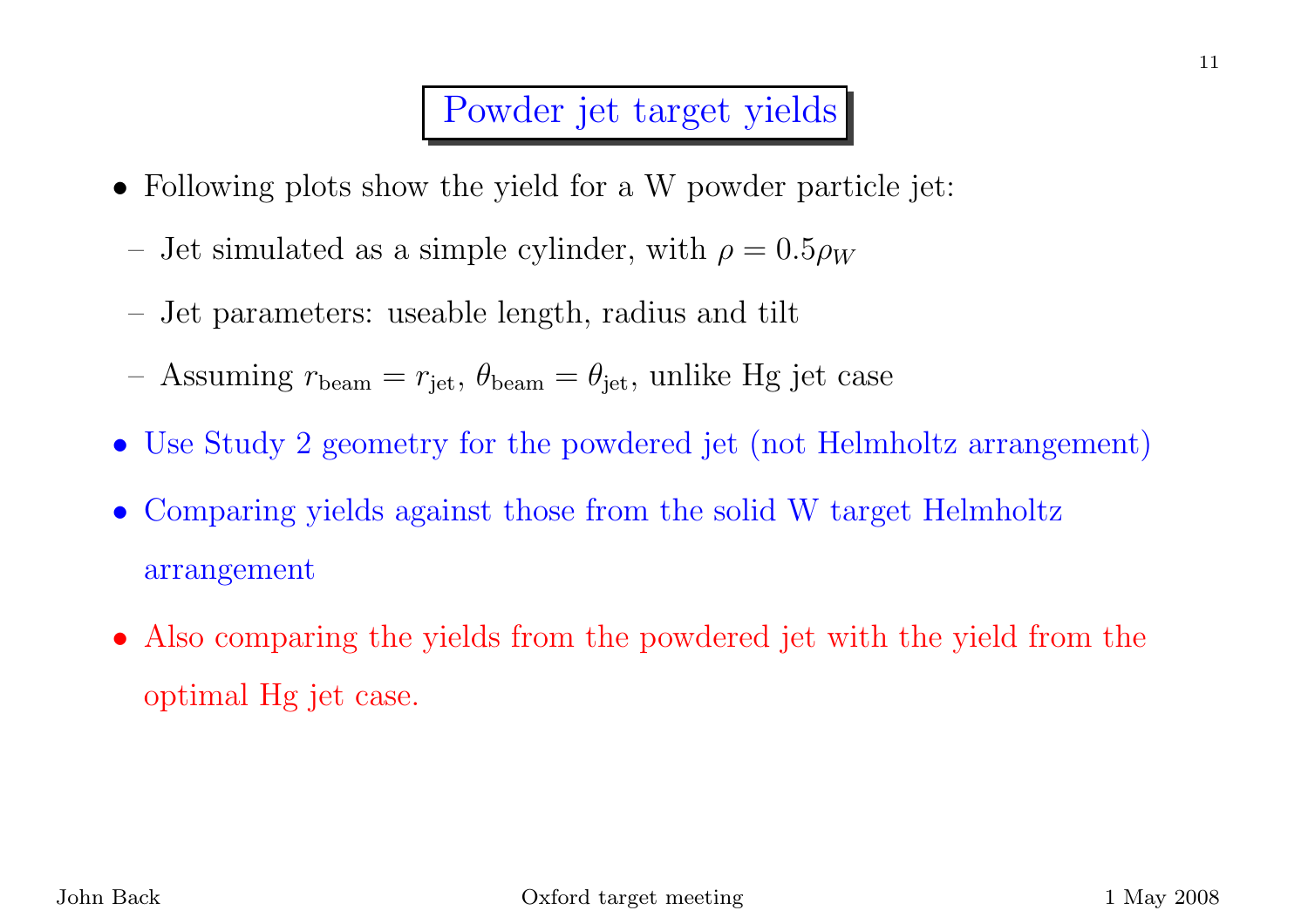# Powder jet target yields

- Following plots show the yield for a W powder particle jet:
  - Jet simulated as a simple cylinder, with $\rho = 0.5\rho_W$
  - Jet parameters: useable length, radius and tilt
  - Assuming $r_{\mathrm{beam}} = r_{\mathrm{jet}}$, $\theta_{\mathrm{beam}} = \theta_{\mathrm{jet}}$, unlike Hg jet case
- Use Study 2 geometry for the powdered jet (not Helmholtz arrangement)
- Comparing yields against those from the solid W target Helmholtz arrangement
- Also comparing the yields from the powdered jet with the yield from the optimal Hg jet case.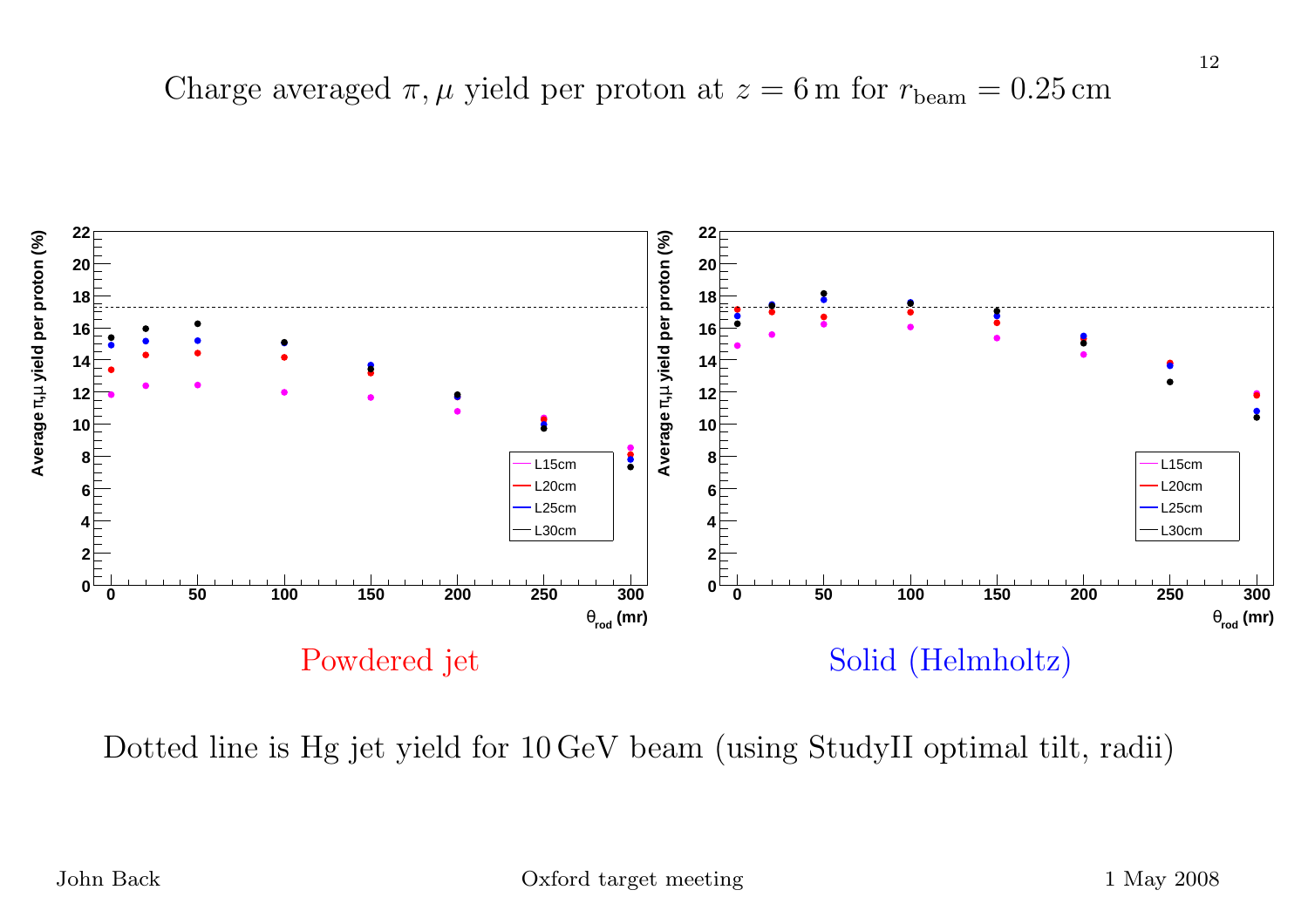# Charge averaged $\pi, \mu$ yield per proton at $z = 6\,\mathrm{m}$ for $r_{\mathrm{beam}} = 0.25\,\mathrm{cm}$

Powdered jet

Solid (Helmholtz)

Dotted line is Hg jet yield for 10 GeV beam (using StudyII optimal tilt, radii)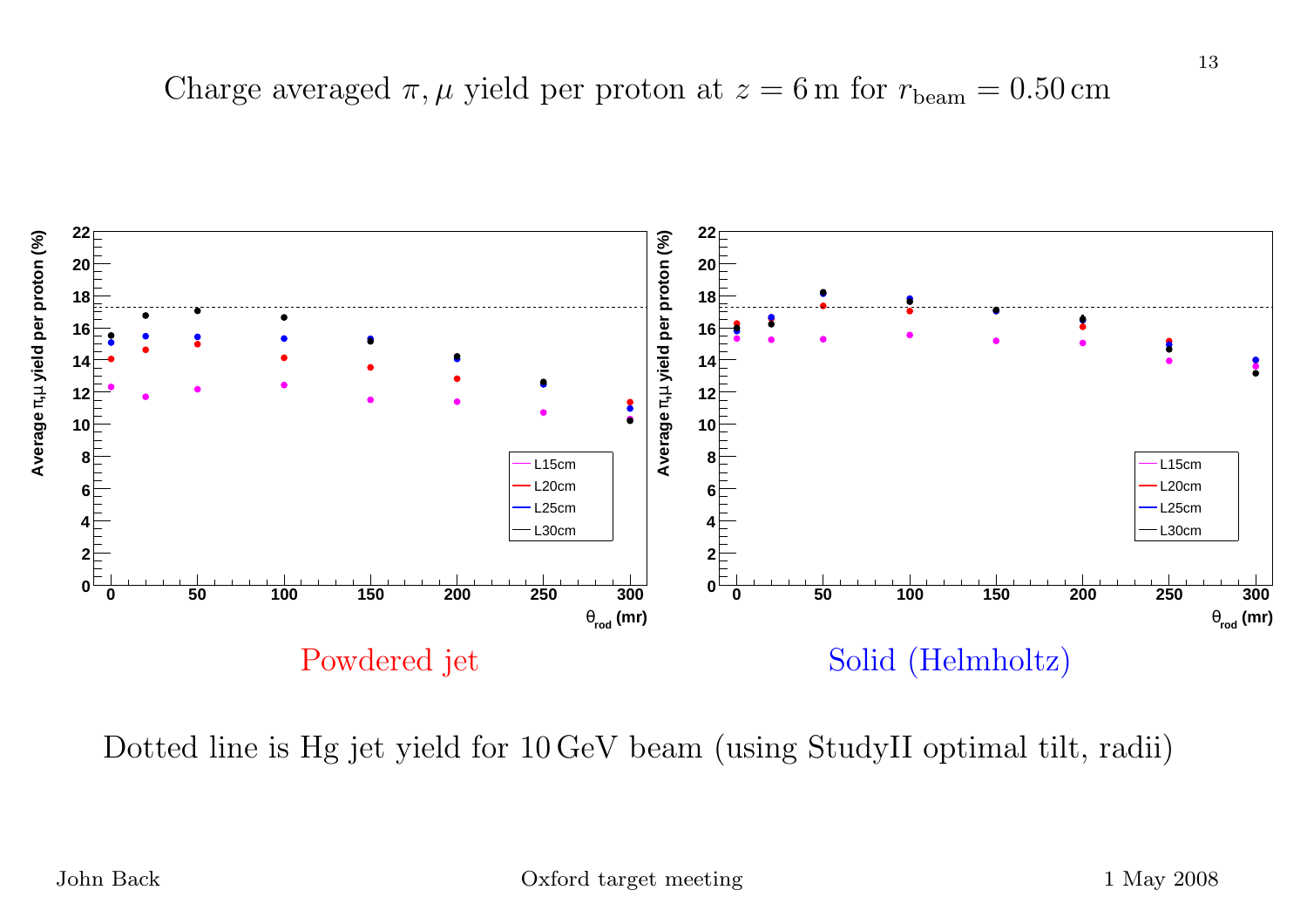# Charge averaged $\pi, \mu$ yield per proton at $z = 6\,\mathrm{m}$ for $r_{\mathrm{beam}} = 0.50\,\mathrm{cm}$

Powdered jet

Solid (Helmholtz)

Dotted line is Hg jet yield for $10\,\mathrm{GeV}$ beam (using StudyII optimal tilt, radii)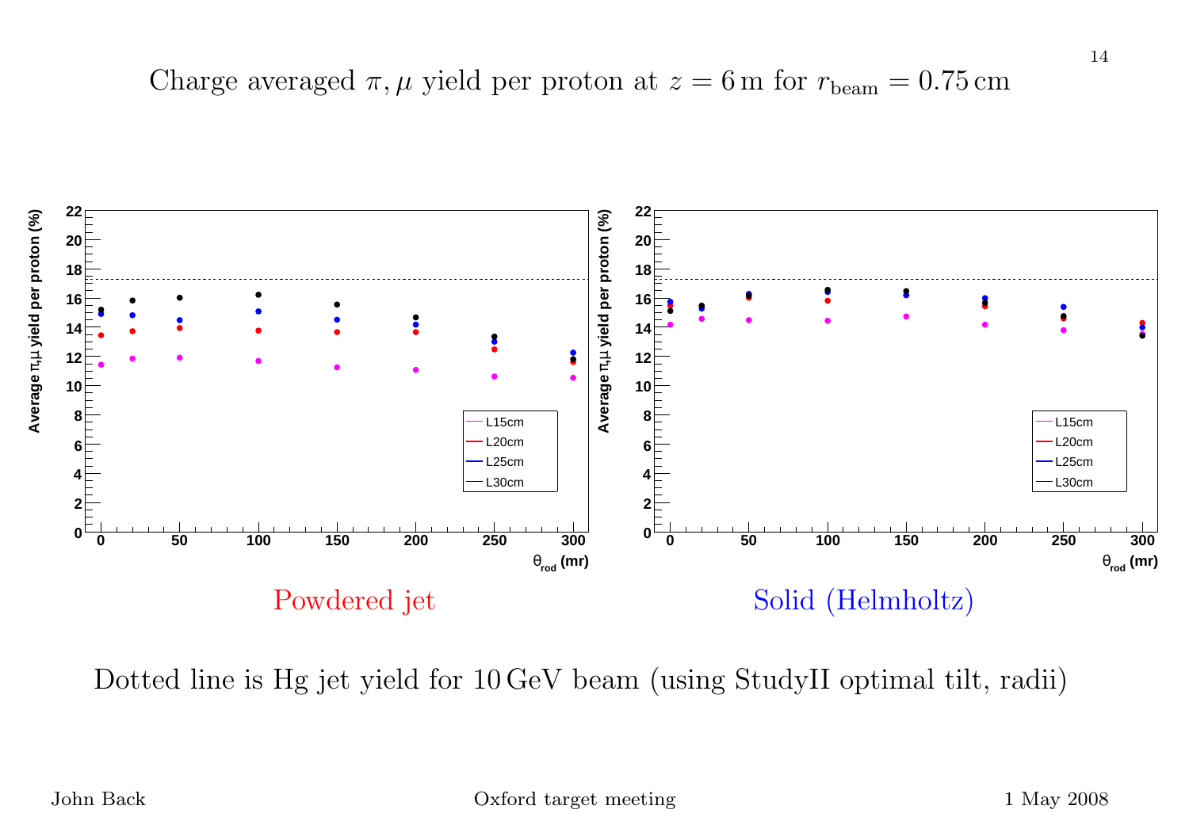# Charge averaged $\pi, \mu$ yield per proton at $z = 6\,\mathrm{m}$ for $r_{\mathrm{beam}} = 0.75\,\mathrm{cm}$

Powdered jet

Solid (Helmholtz)

Dotted line is Hg jet yield for $10\,\mathrm{GeV}$ beam (using StudyII optimal tilt, radii)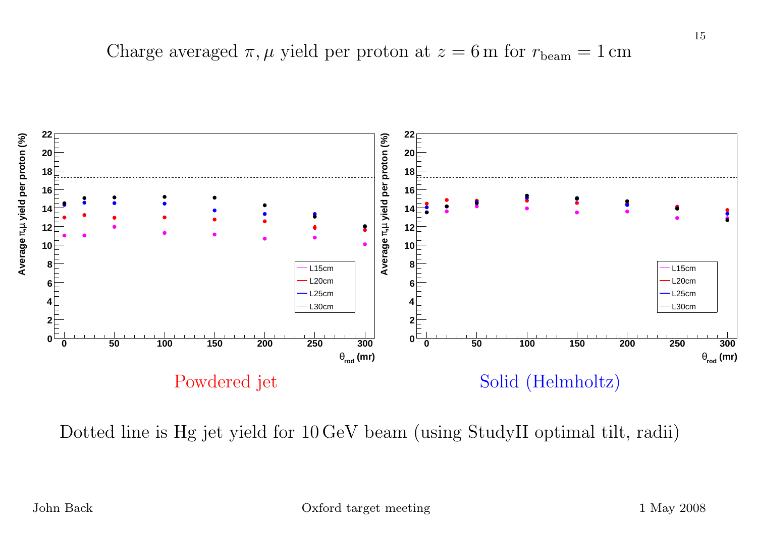# Charge averaged $\pi, \mu$ yield per proton at $z = 6\,\mathrm{m}$ for $r_{\mathrm{beam}} = 1\,\mathrm{cm}$

Powdered jet

Solid (Helmholtz)

Dotted line is Hg jet yield for $10\,\mathrm{GeV}$ beam (using StudyII optimal tilt, radii)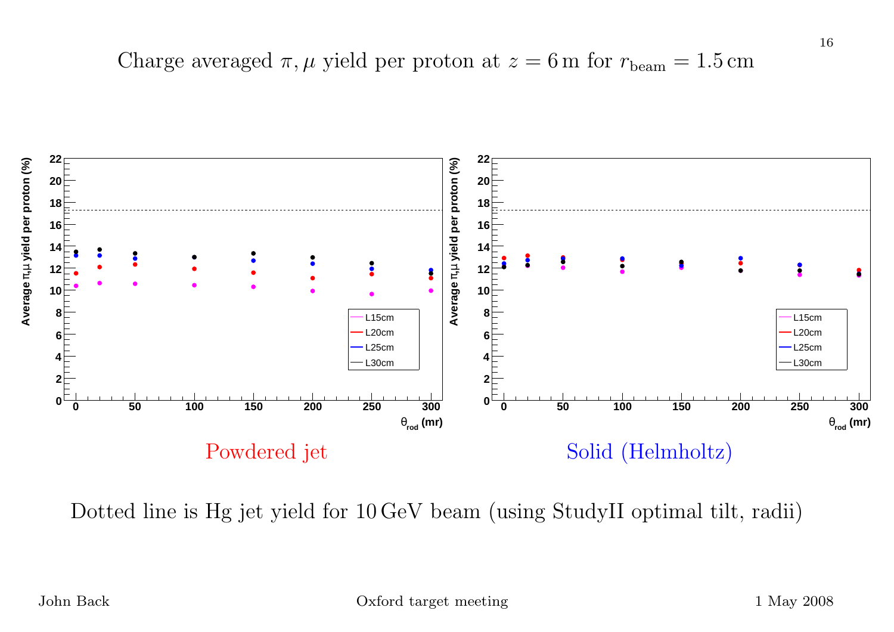# Charge averaged $\pi, \mu$ yield per proton at $z = 6\,\text{m}$ for $r_{\text{beam}} = 1.5\,\text{cm}$

Powdered jet

Solid (Helmholtz)

Dotted line is Hg jet yield for $10\,\text{GeV}$ beam (using StudyII optimal tilt, radii)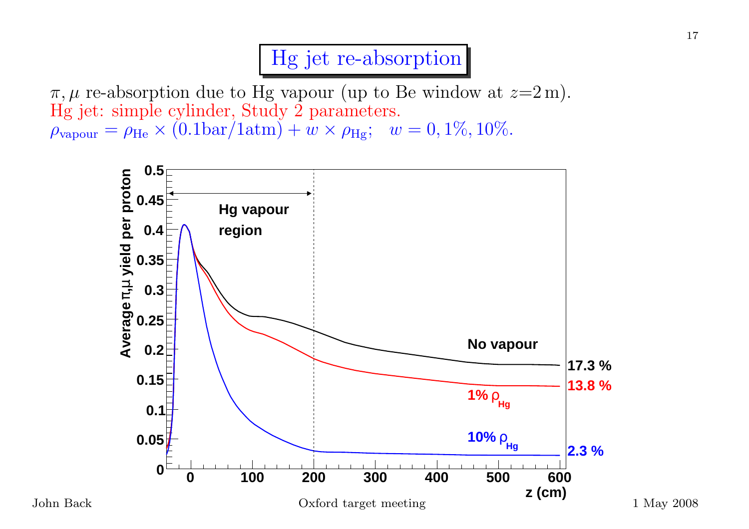# Hg jet re-absorption

$\pi, \mu$ re-absorption due to Hg vapour (up to Be window at $z$=2 m).

Hg jet: simple cylinder, Study 2 parameters.

$\rho_{\text{vapour}} = \rho_{\text{He}} \times (0.1\text{bar}/1\text{atm}) + w \times \rho_{\text{Hg}}$; $\quad w = 0, 1\%, 10\%$.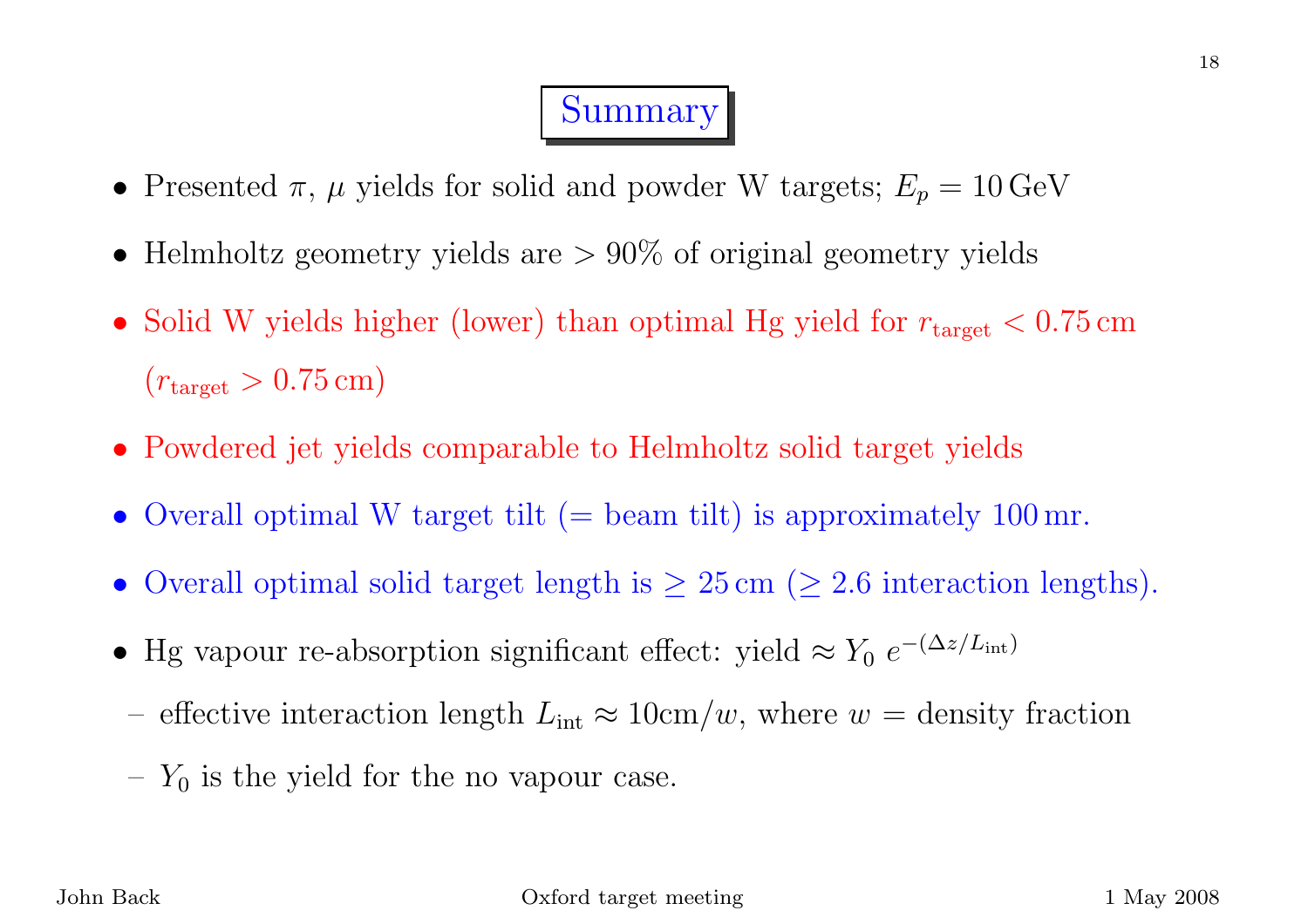# Summary

- Presented $\pi$, $\mu$ yields for solid and powder W targets; $E_p = 10\,\text{GeV}$
- Helmholtz geometry yields are $> 90\%$ of original geometry yields
- Solid W yields higher (lower) than optimal Hg yield for $r_{\text{target}} < 0.75\,\text{cm}$ ($r_{\text{target}} > 0.75\,\text{cm}$)
- Powdered jet yields comparable to Helmholtz solid target yields
- Overall optimal W target tilt (= beam tilt) is approximately 100 mr.
- Overall optimal solid target length is $\geq 25\,\text{cm}$ ($\geq 2.6$ interaction lengths).
- Hg vapour re-absorption significant effect: yield $\approx Y_0 \; e^{-(\Delta z / L_{\text{int}})}$
  - effective interaction length $L_{\text{int}} \approx 10\text{cm}/w$, where $w$ = density fraction
  - $Y_0$ is the yield for the no vapour case.